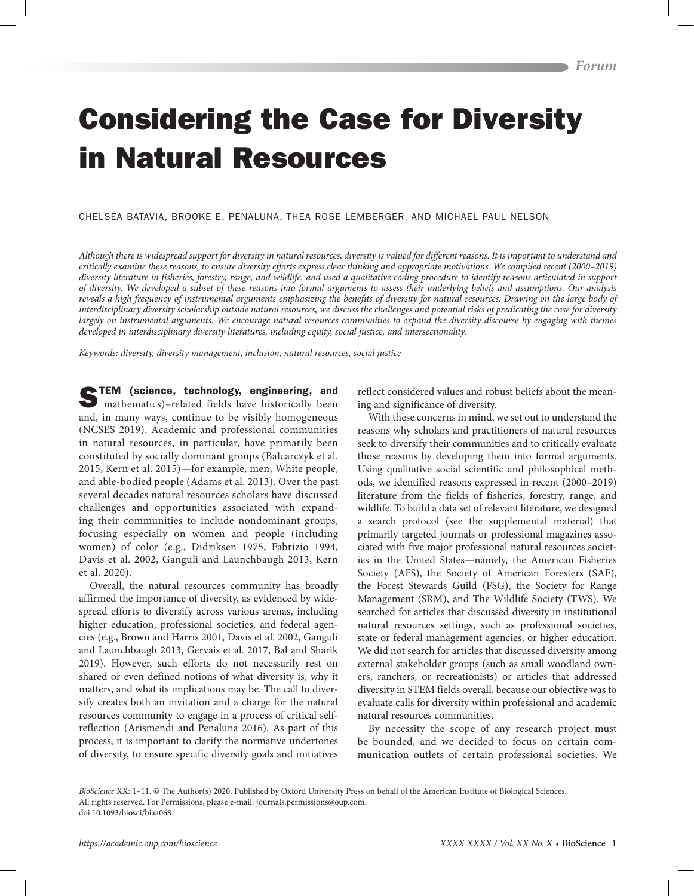# Considering the Case for Diversity in Natural Resources

CHELSEA BATAVIA, BROOKE E. PENALUNA, THEA ROSE LEMBERGER, AND MICHAEL PAUL NELSON

*Although there is widespread support for diversity in natural resources, diversity is valued for different reasons. It is important to understand and critically examine these reasons, to ensure diversity efforts express clear thinking and appropriate motivations. We compiled recent (2000–2019) diversity literature in fisheries, forestry, range, and wildlife, and used a qualitative coding procedure to identify reasons articulated in support of diversity. We developed a subset of these reasons into formal arguments to assess their underlying beliefs and assumptions. Our analysis reveals a high frequency of instrumental arguments emphasizing the benefits of diversity for natural resources. Drawing on the large body of interdisciplinary diversity scholarship outside natural resources, we discuss the challenges and potential risks of predicating the case for diversity largely on instrumental arguments. We encourage natural resources communities to expand the diversity discourse by engaging with themes developed in interdisciplinary diversity literatures, including equity, social justice, and intersectionality.*

*Keywords: diversity, diversity management, inclusion, natural resources, social justice*

**STEM (science, technology, engineering, and** mathematics)–related fields have historically been and, in many ways, continue to be visibly homogeneous (NCSES 2019). Academic and professional communities in natural resources, in particular, have primarily been constituted by socially dominant groups (Balcarczyk et al. 2015, Kern et al. 2015)—for example, men, White people, and able-bodied people (Adams et al. 2013). Over the past several decades natural resources scholars have discussed challenges and opportunities associated with expanding their communities to include nondominant groups, focusing especially on women and people (including women) of color (e.g., Didriksen 1975, Fabrizio 1994, Davis et al. 2002, Ganguli and Launchbaugh 2013, Kern et al. 2020).

Overall, the natural resources community has broadly affirmed the importance of diversity, as evidenced by widespread efforts to diversify across various arenas, including higher education, professional societies, and federal agencies (e.g., Brown and Harris 2001, Davis et al. 2002, Ganguli and Launchbaugh 2013, Gervais et al. 2017, Bal and Sharik 2019). However, such efforts do not necessarily rest on shared or even defined notions of what diversity is, why it matters, and what its implications may be. The call to diversify creates both an invitation and a charge for the natural resources community to engage in a process of critical self-reflection (Arismendi and Penaluna 2016). As part of this process, it is important to clarify the normative undertones of diversity, to ensure specific diversity goals and initiatives reflect considered values and robust beliefs about the meaning and significance of diversity.

With these concerns in mind, we set out to understand the reasons why scholars and practitioners of natural resources seek to diversify their communities and to critically evaluate those reasons by developing them into formal arguments. Using qualitative social scientific and philosophical methods, we identified reasons expressed in recent (2000–2019) literature from the fields of fisheries, forestry, range, and wildlife. To build a data set of relevant literature, we designed a search protocol (see the supplemental material) that primarily targeted journals or professional magazines associated with five major professional natural resources societies in the United States—namely, the American Fisheries Society (AFS), the Society of American Foresters (SAF), the Forest Stewards Guild (FSG), the Society for Range Management (SRM), and The Wildlife Society (TWS). We searched for articles that discussed diversity in institutional natural resources settings, such as professional societies, state or federal management agencies, or higher education. We did not search for articles that discussed diversity among external stakeholder groups (such as small woodland owners, ranchers, or recreationists) or articles that addressed diversity in STEM fields overall, because our objective was to evaluate calls for diversity within professional and academic natural resources communities.

By necessity the scope of any research project must be bounded, and we decided to focus on certain communication outlets of certain professional societies. We

*BioScience* XX: 1–11. © The Author(s) 2020. Published by Oxford University Press on behalf of the American Institute of Biological Sciences. All rights reserved. For Permissions, please e-mail: journals.permissions@oup.com.
doi:10.1093/biosci/biaa068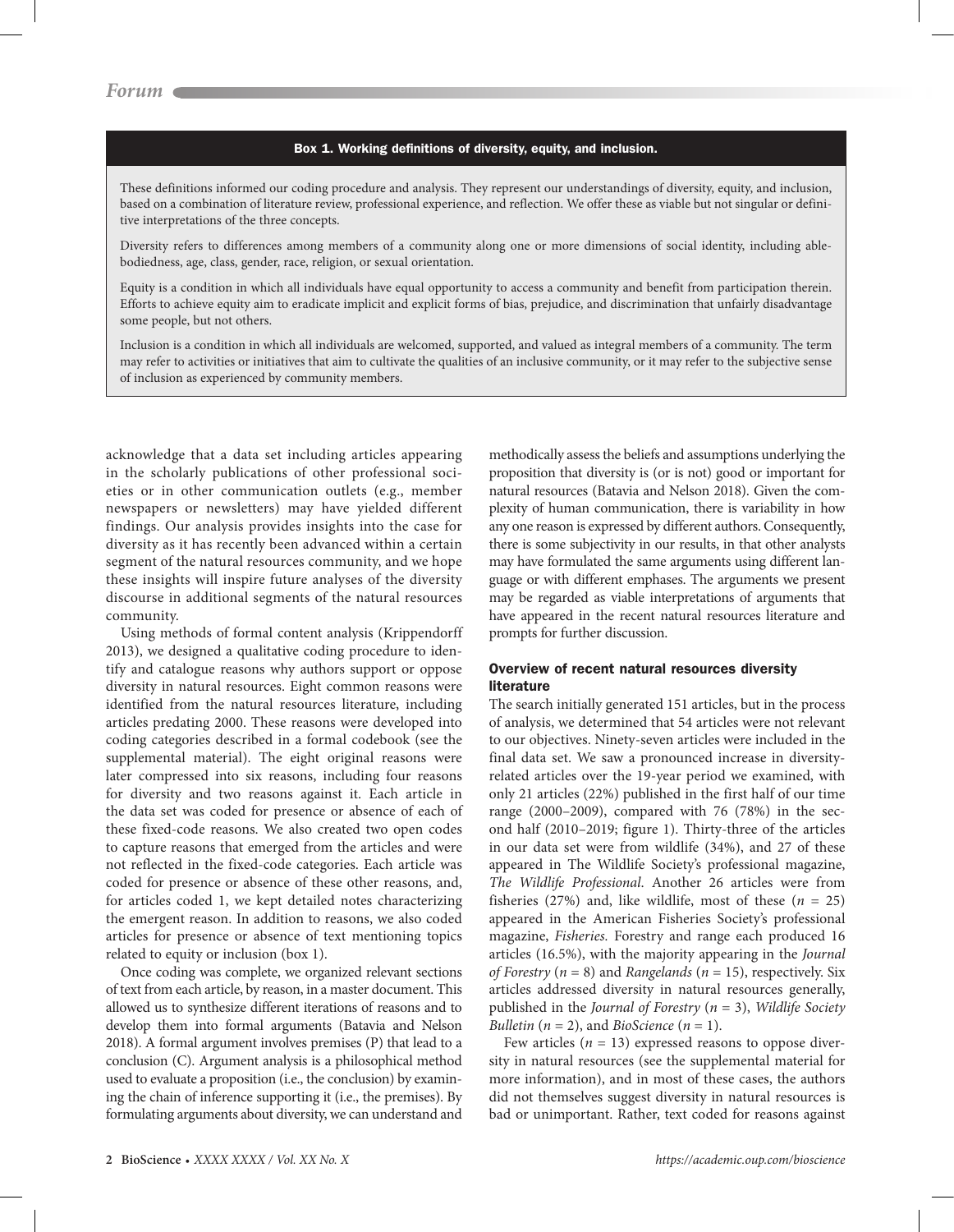**Box 1. Working definitions of diversity, equity, and inclusion.**

These definitions informed our coding procedure and analysis. They represent our understandings of diversity, equity, and inclusion, based on a combination of literature review, professional experience, and reflection. We offer these as viable but not singular or definitive interpretations of the three concepts.

Diversity refers to differences among members of a community along one or more dimensions of social identity, including able-bodiedness, age, class, gender, race, religion, or sexual orientation.

Equity is a condition in which all individuals have equal opportunity to access a community and benefit from participation therein. Efforts to achieve equity aim to eradicate implicit and explicit forms of bias, prejudice, and discrimination that unfairly disadvantage some people, but not others.

Inclusion is a condition in which all individuals are welcomed, supported, and valued as integral members of a community. The term may refer to activities or initiatives that aim to cultivate the qualities of an inclusive community, or it may refer to the subjective sense of inclusion as experienced by community members.

acknowledge that a data set including articles appearing in the scholarly publications of other professional societies or in other communication outlets (e.g., member newspapers or newsletters) may have yielded different findings. Our analysis provides insights into the case for diversity as it has recently been advanced within a certain segment of the natural resources community, and we hope these insights will inspire future analyses of the diversity discourse in additional segments of the natural resources community.

Using methods of formal content analysis (Krippendorff 2013), we designed a qualitative coding procedure to identify and catalogue reasons why authors support or oppose diversity in natural resources. Eight common reasons were identified from the natural resources literature, including articles predating 2000. These reasons were developed into coding categories described in a formal codebook (see the supplemental material). The eight original reasons were later compressed into six reasons, including four reasons for diversity and two reasons against it. Each article in the data set was coded for presence or absence of each of these fixed-code reasons. We also created two open codes to capture reasons that emerged from the articles and were not reflected in the fixed-code categories. Each article was coded for presence or absence of these other reasons, and, for articles coded 1, we kept detailed notes characterizing the emergent reason. In addition to reasons, we also coded articles for presence or absence of text mentioning topics related to equity or inclusion (box 1).

Once coding was complete, we organized relevant sections of text from each article, by reason, in a master document. This allowed us to synthesize different iterations of reasons and to develop them into formal arguments (Batavia and Nelson 2018). A formal argument involves premises (P) that lead to a conclusion (C). Argument analysis is a philosophical method used to evaluate a proposition (i.e., the conclusion) by examining the chain of inference supporting it (i.e., the premises). By formulating arguments about diversity, we can understand and methodically assess the beliefs and assumptions underlying the proposition that diversity is (or is not) good or important for natural resources (Batavia and Nelson 2018). Given the complexity of human communication, there is variability in how any one reason is expressed by different authors. Consequently, there is some subjectivity in our results, in that other analysts may have formulated the same arguments using different language or with different emphases. The arguments we present may be regarded as viable interpretations of arguments that have appeared in the recent natural resources literature and prompts for further discussion.

## Overview of recent natural resources diversity literature

The search initially generated 151 articles, but in the process of analysis, we determined that 54 articles were not relevant to our objectives. Ninety-seven articles were included in the final data set. We saw a pronounced increase in diversity-related articles over the 19-year period we examined, with only 21 articles (22%) published in the first half of our time range (2000–2009), compared with 76 (78%) in the second half (2010–2019; figure 1). Thirty-three of the articles in our data set were from wildlife (34%), and 27 of these appeared in The Wildlife Society's professional magazine, *The Wildlife Professional*. Another 26 articles were from fisheries (27%) and, like wildlife, most of these ($n$ = 25) appeared in the American Fisheries Society's professional magazine, *Fisheries*. Forestry and range each produced 16 articles (16.5%), with the majority appearing in the *Journal of Forestry* ($n$ = 8) and *Rangelands* ($n$ = 15), respectively. Six articles addressed diversity in natural resources generally, published in the *Journal of Forestry* ($n$ = 3), *Wildlife Society Bulletin* ($n$ = 2), and *BioScience* ($n$ = 1).

Few articles ($n$ = 13) expressed reasons to oppose diversity in natural resources (see the supplemental material for more information), and in most of these cases, the authors did not themselves suggest diversity in natural resources is bad or unimportant. Rather, text coded for reasons against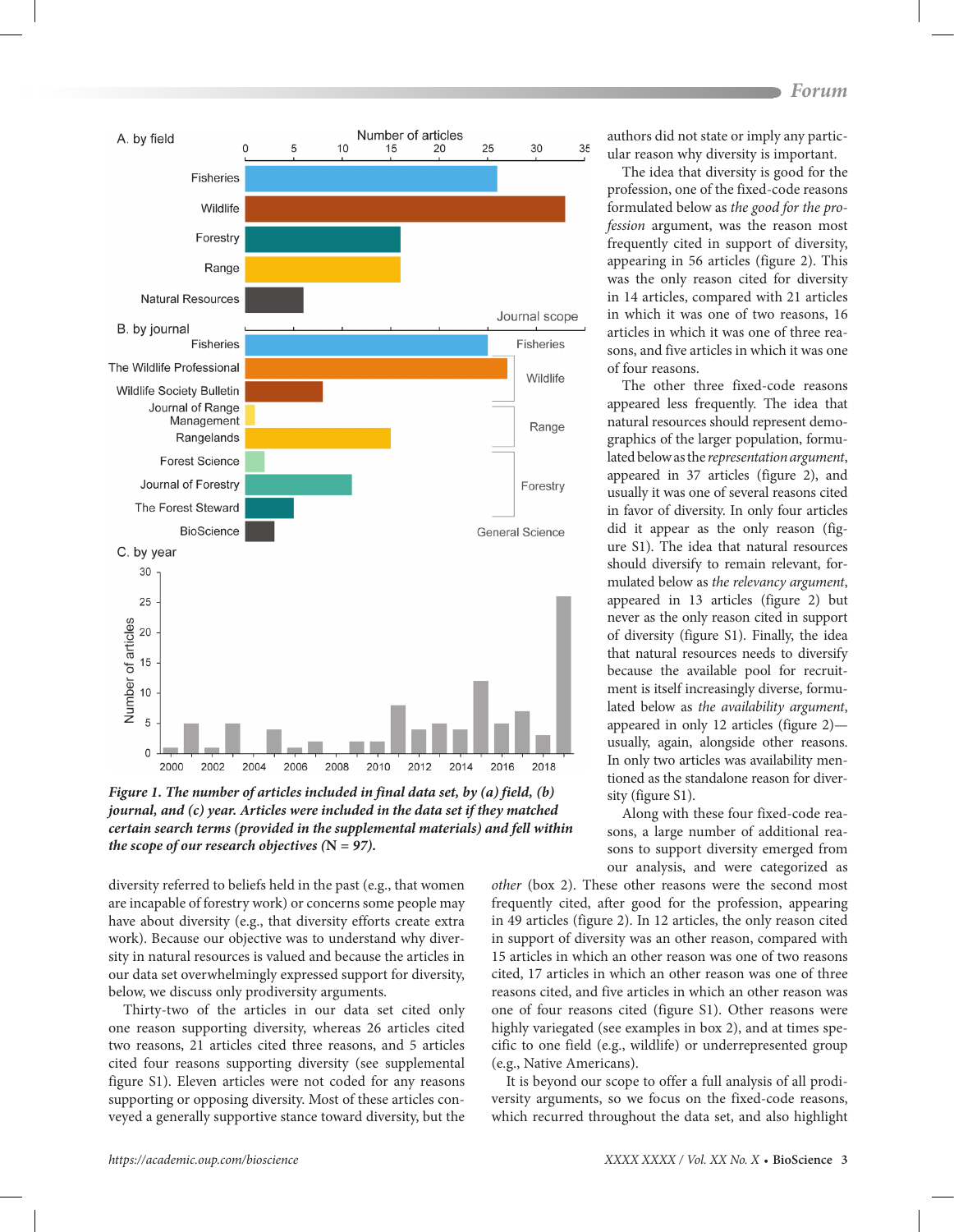Figure 1. The number of articles included in final data set, by (a) field, (b) journal, and (c) year. Articles were included in the data set if they matched certain search terms (provided in the supplemental materials) and fell within the scope of our research objectives (N = 97).

diversity referred to beliefs held in the past (e.g., that women are incapable of forestry work) or concerns some people may have about diversity (e.g., that diversity efforts create extra work). Because our objective was to understand why diversity in natural resources is valued and because the articles in our data set overwhelmingly expressed support for diversity, below, we discuss only prodiversity arguments.

Thirty-two of the articles in our data set cited only one reason supporting diversity, whereas 26 articles cited two reasons, 21 articles cited three reasons, and 5 articles cited four reasons supporting diversity (see supplemental figure S1). Eleven articles were not coded for any reasons supporting or opposing diversity. Most of these articles conveyed a generally supportive stance toward diversity, but the authors did not state or imply any particular reason why diversity is important.

The idea that diversity is good for the profession, one of the fixed-code reasons formulated below as *the good for the profession* argument, was the reason most frequently cited in support of diversity, appearing in 56 articles (figure 2). This was the only reason cited for diversity in 14 articles, compared with 21 articles in which it was one of two reasons, 16 articles in which it was one of three reasons, and five articles in which it was one of four reasons.

The other three fixed-code reasons appeared less frequently. The idea that natural resources should represent demographics of the larger population, formulated below as the *representation argument*, appeared in 37 articles (figure 2), and usually it was one of several reasons cited in favor of diversity. In only four articles did it appear as the only reason (figure S1). The idea that natural resources should diversify to remain relevant, formulated below as *the relevancy argument*, appeared in 13 articles (figure 2) but never as the only reason cited in support of diversity (figure S1). Finally, the idea that natural resources needs to diversify because the available pool for recruitment is itself increasingly diverse, formulated below as *the availability argument*, appeared in only 12 articles (figure 2)—usually, again, alongside other reasons. In only two articles was availability mentioned as the standalone reason for diversity (figure S1).

Along with these four fixed-code reasons, a large number of additional reasons to support diversity emerged from our analysis, and were categorized as *other* (box 2). These other reasons were the second most frequently cited, after good for the profession, appearing in 49 articles (figure 2). In 12 articles, the only reason cited in support of diversity was an other reason, compared with 15 articles in which an other reason was one of two reasons cited, 17 articles in which an other reason was one of three reasons cited, and five articles in which an other reason was one of four reasons cited (figure S1). Other reasons were highly variegated (see examples in box 2), and at times specific to one field (e.g., wildlife) or underrepresented group (e.g., Native Americans).

It is beyond our scope to offer a full analysis of all prodiversity arguments, so we focus on the fixed-code reasons, which recurred throughout the data set, and also highlight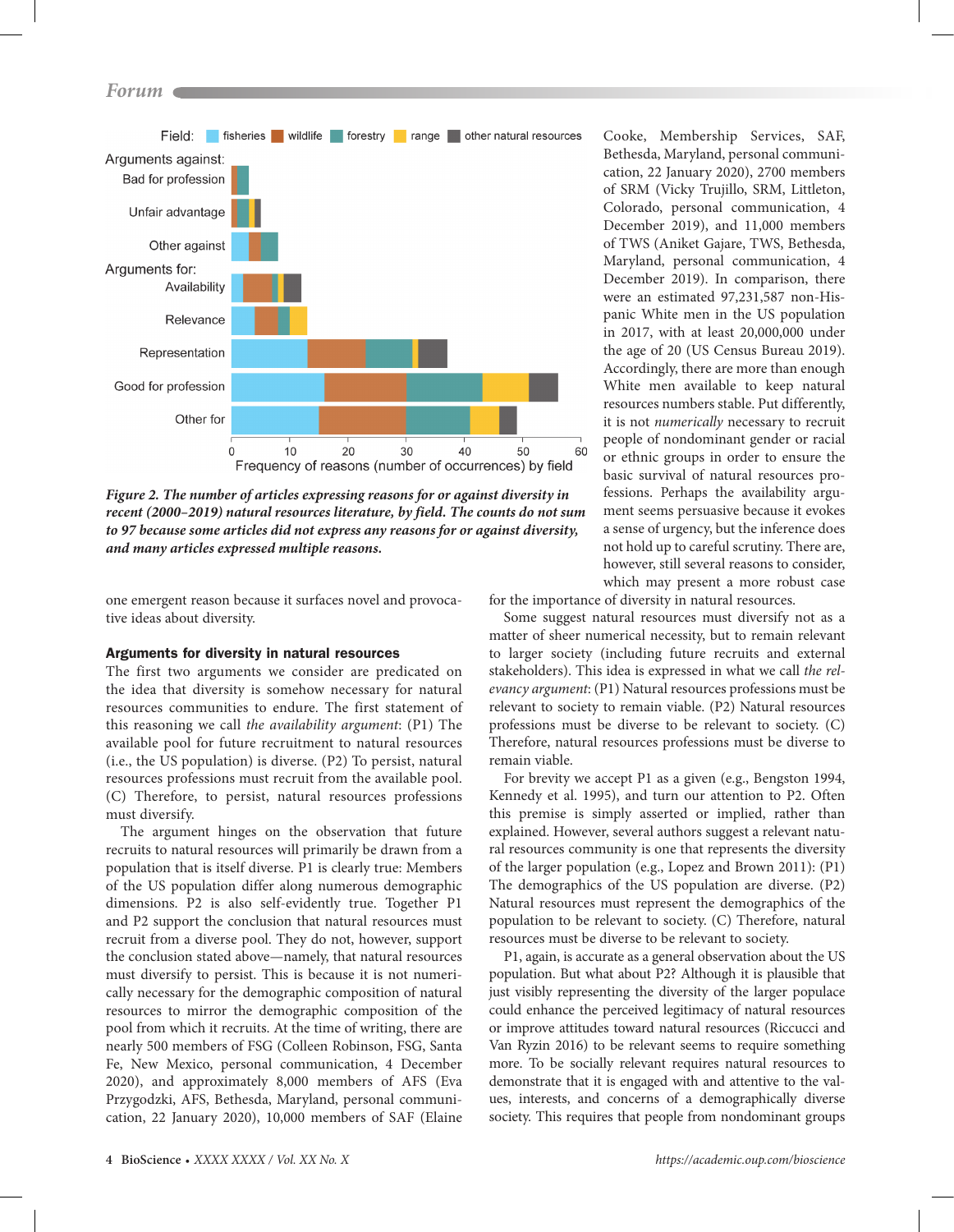Figure 2. The number of articles expressing reasons for or against diversity in recent (2000–2019) natural resources literature, by field. The counts do not sum to 97 because some articles did not express any reasons for or against diversity, and many articles expressed multiple reasons.

one emergent reason because it surfaces novel and provocative ideas about diversity.

### Arguments for diversity in natural resources

The first two arguments we consider are predicated on the idea that diversity is somehow necessary for natural resources communities to endure. The first statement of this reasoning we call *the availability argument*: (P1) The available pool for future recruitment to natural resources (i.e., the US population) is diverse. (P2) To persist, natural resources professions must recruit from the available pool. (C) Therefore, to persist, natural resources professions must diversify.

The argument hinges on the observation that future recruits to natural resources will primarily be drawn from a population that is itself diverse. P1 is clearly true: Members of the US population differ along numerous demographic dimensions. P2 is also self-evidently true. Together P1 and P2 support the conclusion that natural resources must recruit from a diverse pool. They do not, however, support the conclusion stated above—namely, that natural resources must diversify to persist. This is because it is not numerically necessary for the demographic composition of natural resources to mirror the demographic composition of the pool from which it recruits. At the time of writing, there are nearly 500 members of FSG (Colleen Robinson, FSG, Santa Fe, New Mexico, personal communication, 4 December 2020), and approximately 8,000 members of AFS (Eva Przygodzki, AFS, Bethesda, Maryland, personal communication, 22 January 2020), 10,000 members of SAF (Elaine Cooke, Membership Services, SAF, Bethesda, Maryland, personal communication, 22 January 2020), 2700 members of SRM (Vicky Trujillo, SRM, Littleton, Colorado, personal communication, 4 December 2019), and 11,000 members of TWS (Aniket Gajare, TWS, Bethesda, Maryland, personal communication, 4 December 2019). In comparison, there were an estimated 97,231,587 non-Hispanic White men in the US population in 2017, with at least 20,000,000 under the age of 20 (US Census Bureau 2019). Accordingly, there are more than enough White men available to keep natural resources numbers stable. Put differently, it is not *numerically* necessary to recruit people of nondominant gender or racial or ethnic groups in order to ensure the basic survival of natural resources professions. Perhaps the availability argument seems persuasive because it evokes a sense of urgency, but the inference does not hold up to careful scrutiny. There are, however, still several reasons to consider, which may present a more robust case for the importance of diversity in natural resources.

Some suggest natural resources must diversify not as a matter of sheer numerical necessity, but to remain relevant to larger society (including future recruits and external stakeholders). This idea is expressed in what we call *the relevancy argument*: (P1) Natural resources professions must be relevant to society to remain viable. (P2) Natural resources professions must be diverse to be relevant to society. (C) Therefore, natural resources professions must be diverse to remain viable.

For brevity we accept P1 as a given (e.g., Bengston 1994, Kennedy et al. 1995), and turn our attention to P2. Often this premise is simply asserted or implied, rather than explained. However, several authors suggest a relevant natural resources community is one that represents the diversity of the larger population (e.g., Lopez and Brown 2011): (P1) The demographics of the US population are diverse. (P2) Natural resources must represent the demographics of the population to be relevant to society. (C) Therefore, natural resources must be diverse to be relevant to society.

P1, again, is accurate as a general observation about the US population. But what about P2? Although it is plausible that just visibly representing the diversity of the larger populace could enhance the perceived legitimacy of natural resources or improve attitudes toward natural resources (Riccucci and Van Ryzin 2016) to be relevant seems to require something more. To be socially relevant requires natural resources to demonstrate that it is engaged with and attentive to the values, interests, and concerns of a demographically diverse society. This requires that people from nondominant groups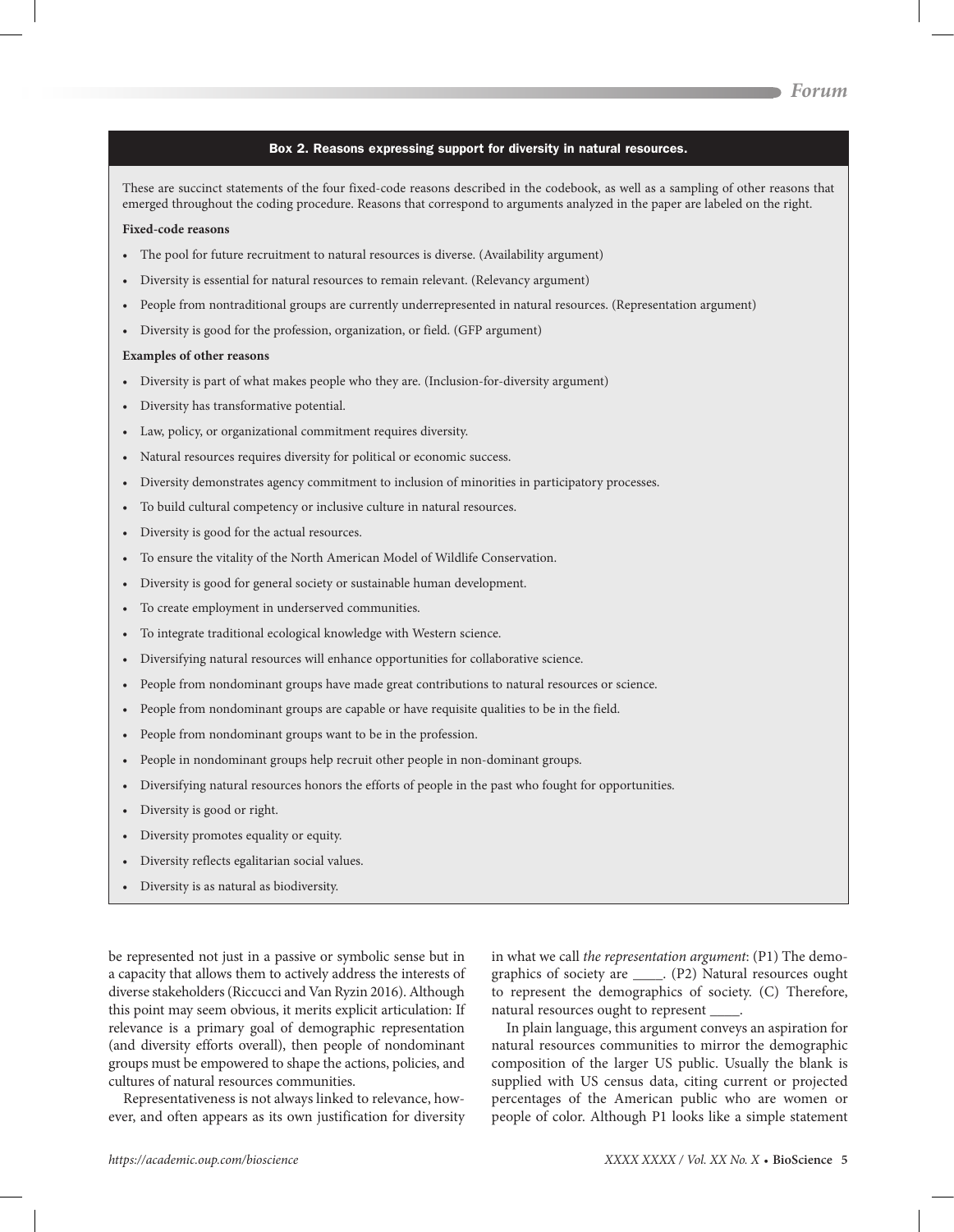### Box 2. Reasons expressing support for diversity in natural resources.

These are succinct statements of the four fixed-code reasons described in the codebook, as well as a sampling of other reasons that emerged throughout the coding procedure. Reasons that correspond to arguments analyzed in the paper are labeled on the right.

**Fixed-code reasons**

- The pool for future recruitment to natural resources is diverse. (Availability argument)
- Diversity is essential for natural resources to remain relevant. (Relevancy argument)
- People from nontraditional groups are currently underrepresented in natural resources. (Representation argument)
- Diversity is good for the profession, organization, or field. (GFP argument)

**Examples of other reasons**

- Diversity is part of what makes people who they are. (Inclusion-for-diversity argument)
- Diversity has transformative potential.
- Law, policy, or organizational commitment requires diversity.
- Natural resources requires diversity for political or economic success.
- Diversity demonstrates agency commitment to inclusion of minorities in participatory processes.
- To build cultural competency or inclusive culture in natural resources.
- Diversity is good for the actual resources.
- To ensure the vitality of the North American Model of Wildlife Conservation.
- Diversity is good for general society or sustainable human development.
- To create employment in underserved communities.
- To integrate traditional ecological knowledge with Western science.
- Diversifying natural resources will enhance opportunities for collaborative science.
- People from nondominant groups have made great contributions to natural resources or science.
- People from nondominant groups are capable or have requisite qualities to be in the field.
- People from nondominant groups want to be in the profession.
- People in nondominant groups help recruit other people in non-dominant groups.
- Diversifying natural resources honors the efforts of people in the past who fought for opportunities.
- Diversity is good or right.
- Diversity promotes equality or equity.
- Diversity reflects egalitarian social values.
- Diversity is as natural as biodiversity.

be represented not just in a passive or symbolic sense but in a capacity that allows them to actively address the interests of diverse stakeholders (Riccucci and Van Ryzin 2016). Although this point may seem obvious, it merits explicit articulation: If relevance is a primary goal of demographic representation (and diversity efforts overall), then people of nondominant groups must be empowered to shape the actions, policies, and cultures of natural resources communities.

Representativeness is not always linked to relevance, however, and often appears as its own justification for diversity in what we call *the representation argument*: (P1) The demographics of society are ____. (P2) Natural resources ought to represent the demographics of society. (C) Therefore, natural resources ought to represent ____.

In plain language, this argument conveys an aspiration for natural resources communities to mirror the demographic composition of the larger US public. Usually the blank is supplied with US census data, citing current or projected percentages of the American public who are women or people of color. Although P1 looks like a simple statement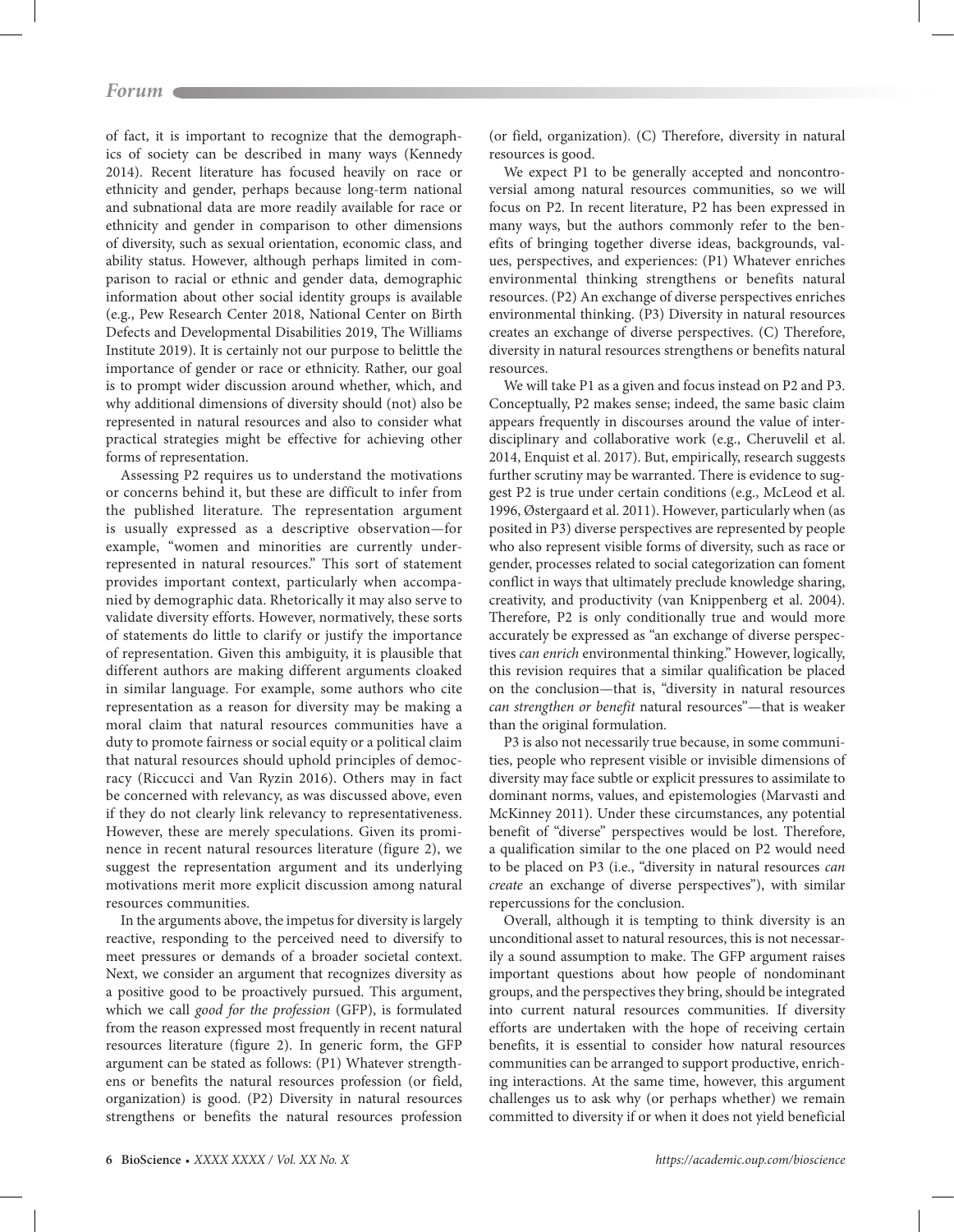of fact, it is important to recognize that the demographics of society can be described in many ways (Kennedy 2014). Recent literature has focused heavily on race or ethnicity and gender, perhaps because long-term national and subnational data are more readily available for race or ethnicity and gender in comparison to other dimensions of diversity, such as sexual orientation, economic class, and ability status. However, although perhaps limited in comparison to racial or ethnic and gender data, demographic information about other social identity groups is available (e.g., Pew Research Center 2018, National Center on Birth Defects and Developmental Disabilities 2019, The Williams Institute 2019). It is certainly not our purpose to belittle the importance of gender or race or ethnicity. Rather, our goal is to prompt wider discussion around whether, which, and why additional dimensions of diversity should (not) also be represented in natural resources and also to consider what practical strategies might be effective for achieving other forms of representation.

Assessing P2 requires us to understand the motivations or concerns behind it, but these are difficult to infer from the published literature. The representation argument is usually expressed as a descriptive observation—for example, "women and minorities are currently underrepresented in natural resources." This sort of statement provides important context, particularly when accompanied by demographic data. Rhetorically it may also serve to validate diversity efforts. However, normatively, these sorts of statements do little to clarify or justify the importance of representation. Given this ambiguity, it is plausible that different authors are making different arguments cloaked in similar language. For example, some authors who cite representation as a reason for diversity may be making a moral claim that natural resources communities have a duty to promote fairness or social equity or a political claim that natural resources should uphold principles of democracy (Riccucci and Van Ryzin 2016). Others may in fact be concerned with relevancy, as was discussed above, even if they do not clearly link relevancy to representativeness. However, these are merely speculations. Given its prominence in recent natural resources literature (figure 2), we suggest the representation argument and its underlying motivations merit more explicit discussion among natural resources communities.

In the arguments above, the impetus for diversity is largely reactive, responding to the perceived need to diversify to meet pressures or demands of a broader societal context. Next, we consider an argument that recognizes diversity as a positive good to be proactively pursued. This argument, which we call *good for the profession* (GFP), is formulated from the reason expressed most frequently in recent natural resources literature (figure 2). In generic form, the GFP argument can be stated as follows: (P1) Whatever strengthens or benefits the natural resources profession (or field, organization) is good. (P2) Diversity in natural resources strengthens or benefits the natural resources profession (or field, organization). (C) Therefore, diversity in natural resources is good.

We expect P1 to be generally accepted and noncontroversial among natural resources communities, so we will focus on P2. In recent literature, P2 has been expressed in many ways, but the authors commonly refer to the benefits of bringing together diverse ideas, backgrounds, values, perspectives, and experiences: (P1) Whatever enriches environmental thinking strengthens or benefits natural resources. (P2) An exchange of diverse perspectives enriches environmental thinking. (P3) Diversity in natural resources creates an exchange of diverse perspectives. (C) Therefore, diversity in natural resources strengthens or benefits natural resources.

We will take P1 as a given and focus instead on P2 and P3. Conceptually, P2 makes sense; indeed, the same basic claim appears frequently in discourses around the value of interdisciplinary and collaborative work (e.g., Cheruvelil et al. 2014, Enquist et al. 2017). But, empirically, research suggests further scrutiny may be warranted. There is evidence to suggest P2 is true under certain conditions (e.g., McLeod et al. 1996, Østergaard et al. 2011). However, particularly when (as posited in P3) diverse perspectives are represented by people who also represent visible forms of diversity, such as race or gender, processes related to social categorization can foment conflict in ways that ultimately preclude knowledge sharing, creativity, and productivity (van Knippenberg et al. 2004). Therefore, P2 is only conditionally true and would more accurately be expressed as "an exchange of diverse perspectives *can enrich* environmental thinking." However, logically, this revision requires that a similar qualification be placed on the conclusion—that is, "diversity in natural resources *can strengthen or benefit* natural resources"—that is weaker than the original formulation.

P3 is also not necessarily true because, in some communities, people who represent visible or invisible dimensions of diversity may face subtle or explicit pressures to assimilate to dominant norms, values, and epistemologies (Marvasti and McKinney 2011). Under these circumstances, any potential benefit of "diverse" perspectives would be lost. Therefore, a qualification similar to the one placed on P2 would need to be placed on P3 (i.e., "diversity in natural resources *can create* an exchange of diverse perspectives"), with similar repercussions for the conclusion.

Overall, although it is tempting to think diversity is an unconditional asset to natural resources, this is not necessarily a sound assumption to make. The GFP argument raises important questions about how people of nondominant groups, and the perspectives they bring, should be integrated into current natural resources communities. If diversity efforts are undertaken with the hope of receiving certain benefits, it is essential to consider how natural resources communities can be arranged to support productive, enriching interactions. At the same time, however, this argument challenges us to ask why (or perhaps whether) we remain committed to diversity if or when it does not yield beneficial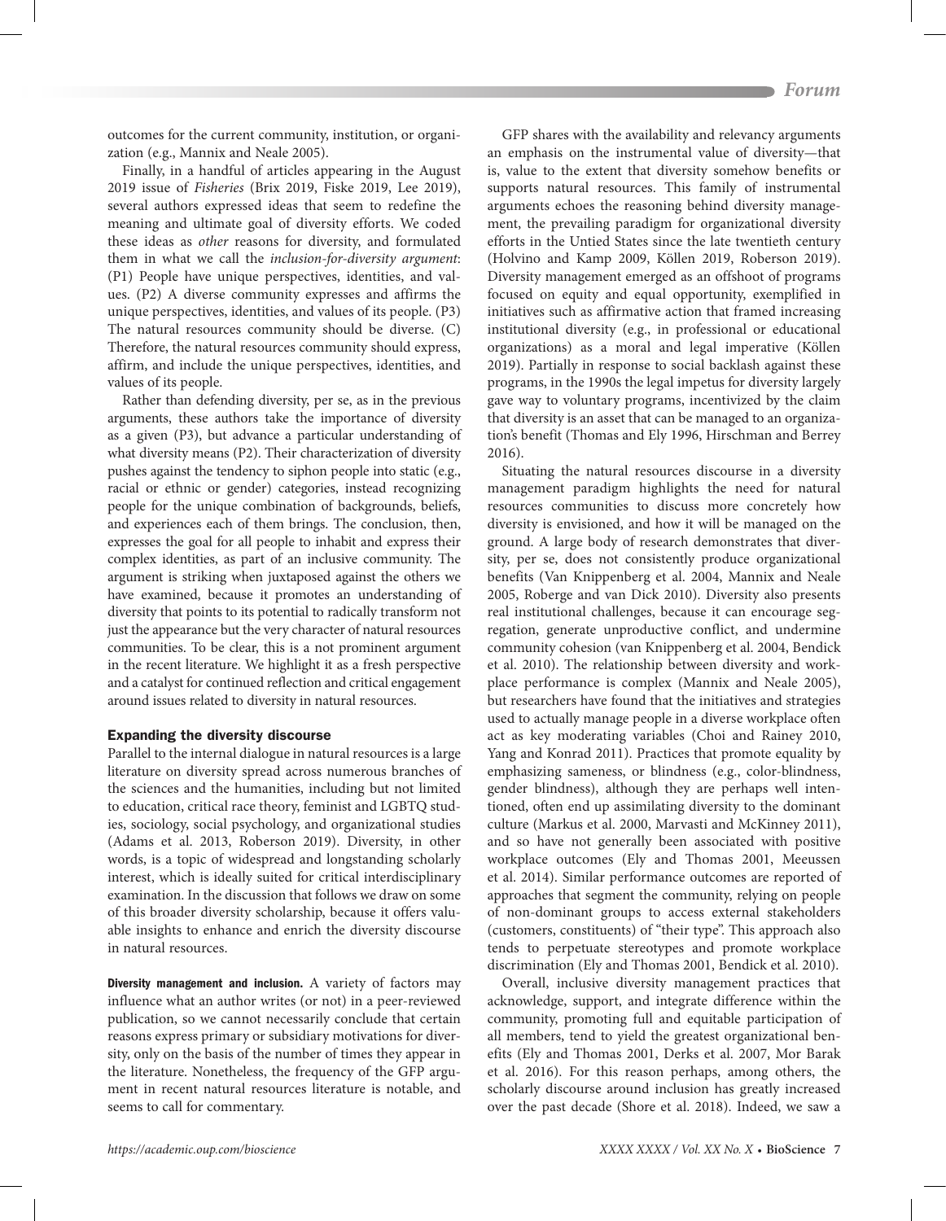outcomes for the current community, institution, or organization (e.g., Mannix and Neale 2005).

Finally, in a handful of articles appearing in the August 2019 issue of *Fisheries* (Brix 2019, Fiske 2019, Lee 2019), several authors expressed ideas that seem to redefine the meaning and ultimate goal of diversity efforts. We coded these ideas as *other* reasons for diversity, and formulated them in what we call the *inclusion-for-diversity argument*: (P1) People have unique perspectives, identities, and values. (P2) A diverse community expresses and affirms the unique perspectives, identities, and values of its people. (P3) The natural resources community should be diverse. (C) Therefore, the natural resources community should express, affirm, and include the unique perspectives, identities, and values of its people.

Rather than defending diversity, per se, as in the previous arguments, these authors take the importance of diversity as a given (P3), but advance a particular understanding of what diversity means (P2). Their characterization of diversity pushes against the tendency to siphon people into static (e.g., racial or ethnic or gender) categories, instead recognizing people for the unique combination of backgrounds, beliefs, and experiences each of them brings. The conclusion, then, expresses the goal for all people to inhabit and express their complex identities, as part of an inclusive community. The argument is striking when juxtaposed against the others we have examined, because it promotes an understanding of diversity that points to its potential to radically transform not just the appearance but the very character of natural resources communities. To be clear, this is a not prominent argument in the recent literature. We highlight it as a fresh perspective and a catalyst for continued reflection and critical engagement around issues related to diversity in natural resources.

## Expanding the diversity discourse

Parallel to the internal dialogue in natural resources is a large literature on diversity spread across numerous branches of the sciences and the humanities, including but not limited to education, critical race theory, feminist and LGBTQ studies, sociology, social psychology, and organizational studies (Adams et al. 2013, Roberson 2019). Diversity, in other words, is a topic of widespread and longstanding scholarly interest, which is ideally suited for critical interdisciplinary examination. In the discussion that follows we draw on some of this broader diversity scholarship, because it offers valuable insights to enhance and enrich the diversity discourse in natural resources.

**Diversity management and inclusion.** A variety of factors may influence what an author writes (or not) in a peer-reviewed publication, so we cannot necessarily conclude that certain reasons express primary or subsidiary motivations for diversity, only on the basis of the number of times they appear in the literature. Nonetheless, the frequency of the GFP argument in recent natural resources literature is notable, and seems to call for commentary.

GFP shares with the availability and relevancy arguments an emphasis on the instrumental value of diversity—that is, value to the extent that diversity somehow benefits or supports natural resources. This family of instrumental arguments echoes the reasoning behind diversity management, the prevailing paradigm for organizational diversity efforts in the Untied States since the late twentieth century (Holvino and Kamp 2009, Köllen 2019, Roberson 2019). Diversity management emerged as an offshoot of programs focused on equity and equal opportunity, exemplified in initiatives such as affirmative action that framed increasing institutional diversity (e.g., in professional or educational organizations) as a moral and legal imperative (Köllen 2019). Partially in response to social backlash against these programs, in the 1990s the legal impetus for diversity largely gave way to voluntary programs, incentivized by the claim that diversity is an asset that can be managed to an organization's benefit (Thomas and Ely 1996, Hirschman and Berrey 2016).

Situating the natural resources discourse in a diversity management paradigm highlights the need for natural resources communities to discuss more concretely how diversity is envisioned, and how it will be managed on the ground. A large body of research demonstrates that diversity, per se, does not consistently produce organizational benefits (Van Knippenberg et al. 2004, Mannix and Neale 2005, Roberge and van Dick 2010). Diversity also presents real institutional challenges, because it can encourage segregation, generate unproductive conflict, and undermine community cohesion (van Knippenberg et al. 2004, Bendick et al. 2010). The relationship between diversity and workplace performance is complex (Mannix and Neale 2005), but researchers have found that the initiatives and strategies used to actually manage people in a diverse workplace often act as key moderating variables (Choi and Rainey 2010, Yang and Konrad 2011). Practices that promote equality by emphasizing sameness, or blindness (e.g., color-blindness, gender blindness), although they are perhaps well intentioned, often end up assimilating diversity to the dominant culture (Markus et al. 2000, Marvasti and McKinney 2011), and so have not generally been associated with positive workplace outcomes (Ely and Thomas 2001, Meeussen et al. 2014). Similar performance outcomes are reported of approaches that segment the community, relying on people of non-dominant groups to access external stakeholders (customers, constituents) of "their type". This approach also tends to perpetuate stereotypes and promote workplace discrimination (Ely and Thomas 2001, Bendick et al. 2010).

Overall, inclusive diversity management practices that acknowledge, support, and integrate difference within the community, promoting full and equitable participation of all members, tend to yield the greatest organizational benefits (Ely and Thomas 2001, Derks et al. 2007, Mor Barak et al. 2016). For this reason perhaps, among others, the scholarly discourse around inclusion has greatly increased over the past decade (Shore et al. 2018). Indeed, we saw a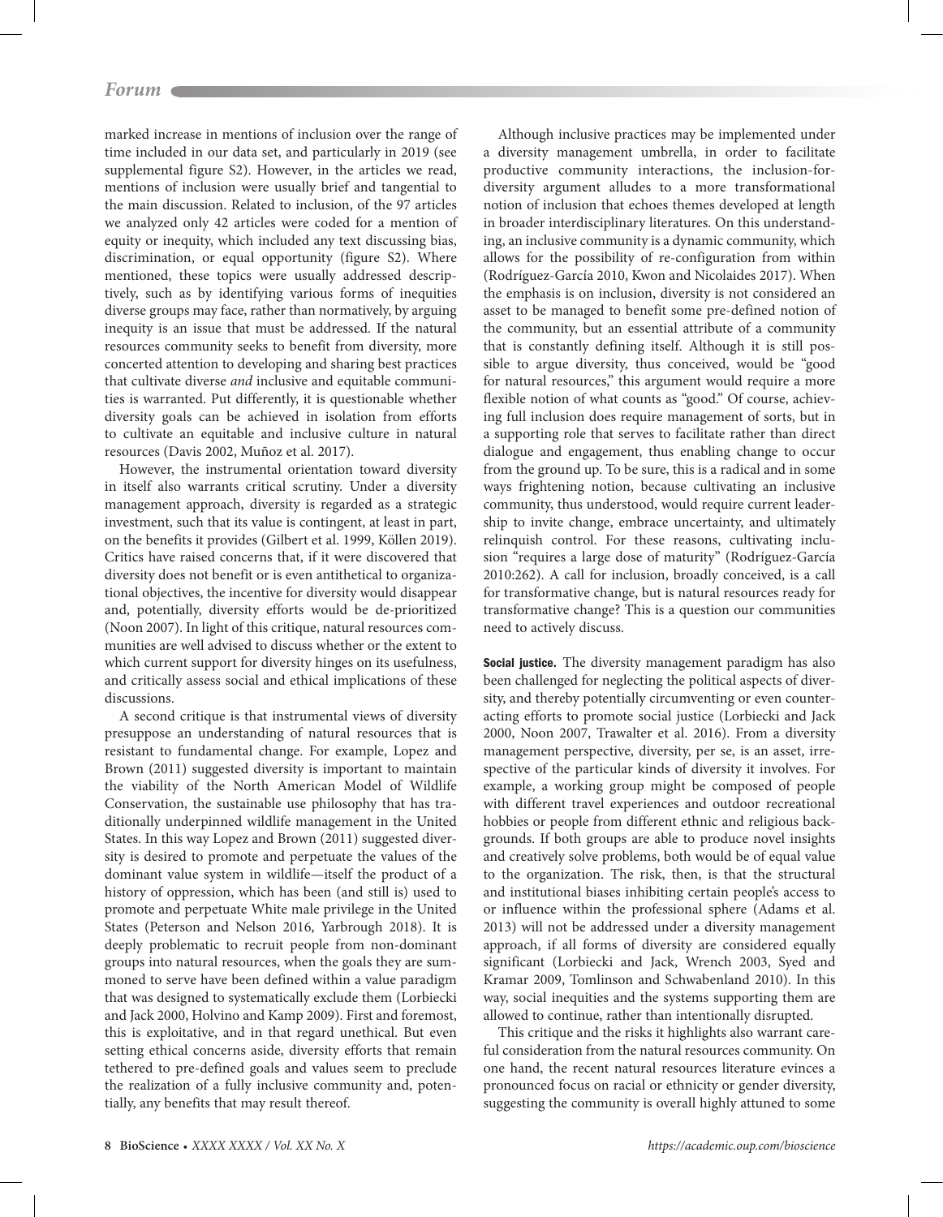marked increase in mentions of inclusion over the range of time included in our data set, and particularly in 2019 (see supplemental figure S2). However, in the articles we read, mentions of inclusion were usually brief and tangential to the main discussion. Related to inclusion, of the 97 articles we analyzed only 42 articles were coded for a mention of equity or inequity, which included any text discussing bias, discrimination, or equal opportunity (figure S2). Where mentioned, these topics were usually addressed descriptively, such as by identifying various forms of inequities diverse groups may face, rather than normatively, by arguing inequity is an issue that must be addressed. If the natural resources community seeks to benefit from diversity, more concerted attention to developing and sharing best practices that cultivate diverse *and* inclusive and equitable communities is warranted. Put differently, it is questionable whether diversity goals can be achieved in isolation from efforts to cultivate an equitable and inclusive culture in natural resources (Davis 2002, Muñoz et al. 2017).

However, the instrumental orientation toward diversity in itself also warrants critical scrutiny. Under a diversity management approach, diversity is regarded as a strategic investment, such that its value is contingent, at least in part, on the benefits it provides (Gilbert et al. 1999, Köllen 2019). Critics have raised concerns that, if it were discovered that diversity does not benefit or is even antithetical to organizational objectives, the incentive for diversity would disappear and, potentially, diversity efforts would be de-prioritized (Noon 2007). In light of this critique, natural resources communities are well advised to discuss whether or the extent to which current support for diversity hinges on its usefulness, and critically assess social and ethical implications of these discussions.

A second critique is that instrumental views of diversity presuppose an understanding of natural resources that is resistant to fundamental change. For example, Lopez and Brown (2011) suggested diversity is important to maintain the viability of the North American Model of Wildlife Conservation, the sustainable use philosophy that has traditionally underpinned wildlife management in the United States. In this way Lopez and Brown (2011) suggested diversity is desired to promote and perpetuate the values of the dominant value system in wildlife—itself the product of a history of oppression, which has been (and still is) used to promote and perpetuate White male privilege in the United States (Peterson and Nelson 2016, Yarbrough 2018). It is deeply problematic to recruit people from non-dominant groups into natural resources, when the goals they are summoned to serve have been defined within a value paradigm that was designed to systematically exclude them (Lorbiecki and Jack 2000, Holvino and Kamp 2009). First and foremost, this is exploitative, and in that regard unethical. But even setting ethical concerns aside, diversity efforts that remain tethered to pre-defined goals and values seem to preclude the realization of a fully inclusive community and, potentially, any benefits that may result thereof.

Although inclusive practices may be implemented under a diversity management umbrella, in order to facilitate productive community interactions, the inclusion-for-diversity argument alludes to a more transformational notion of inclusion that echoes themes developed at length in broader interdisciplinary literatures. On this understanding, an inclusive community is a dynamic community, which allows for the possibility of re-configuration from within (Rodríguez-García 2010, Kwon and Nicolaides 2017). When the emphasis is on inclusion, diversity is not considered an asset to be managed to benefit some pre-defined notion of the community, but an essential attribute of a community that is constantly defining itself. Although it is still possible to argue diversity, thus conceived, would be "good for natural resources," this argument would require a more flexible notion of what counts as "good." Of course, achieving full inclusion does require management of sorts, but in a supporting role that serves to facilitate rather than direct dialogue and engagement, thus enabling change to occur from the ground up. To be sure, this is a radical and in some ways frightening notion, because cultivating an inclusive community, thus understood, would require current leadership to invite change, embrace uncertainty, and ultimately relinquish control. For these reasons, cultivating inclusion "requires a large dose of maturity" (Rodríguez-García 2010:262). A call for inclusion, broadly conceived, is a call for transformative change, but is natural resources ready for transformative change? This is a question our communities need to actively discuss.

**Social justice.** The diversity management paradigm has also been challenged for neglecting the political aspects of diversity, and thereby potentially circumventing or even counteracting efforts to promote social justice (Lorbiecki and Jack 2000, Noon 2007, Trawalter et al. 2016). From a diversity management perspective, diversity, per se, is an asset, irrespective of the particular kinds of diversity it involves. For example, a working group might be composed of people with different travel experiences and outdoor recreational hobbies or people from different ethnic and religious backgrounds. If both groups are able to produce novel insights and creatively solve problems, both would be of equal value to the organization. The risk, then, is that the structural and institutional biases inhibiting certain people's access to or influence within the professional sphere (Adams et al. 2013) will not be addressed under a diversity management approach, if all forms of diversity are considered equally significant (Lorbiecki and Jack, Wrench 2003, Syed and Kramar 2009, Tomlinson and Schwabenland 2010). In this way, social inequities and the systems supporting them are allowed to continue, rather than intentionally disrupted.

This critique and the risks it highlights also warrant careful consideration from the natural resources community. On one hand, the recent natural resources literature evinces a pronounced focus on racial or ethnicity or gender diversity, suggesting the community is overall highly attuned to some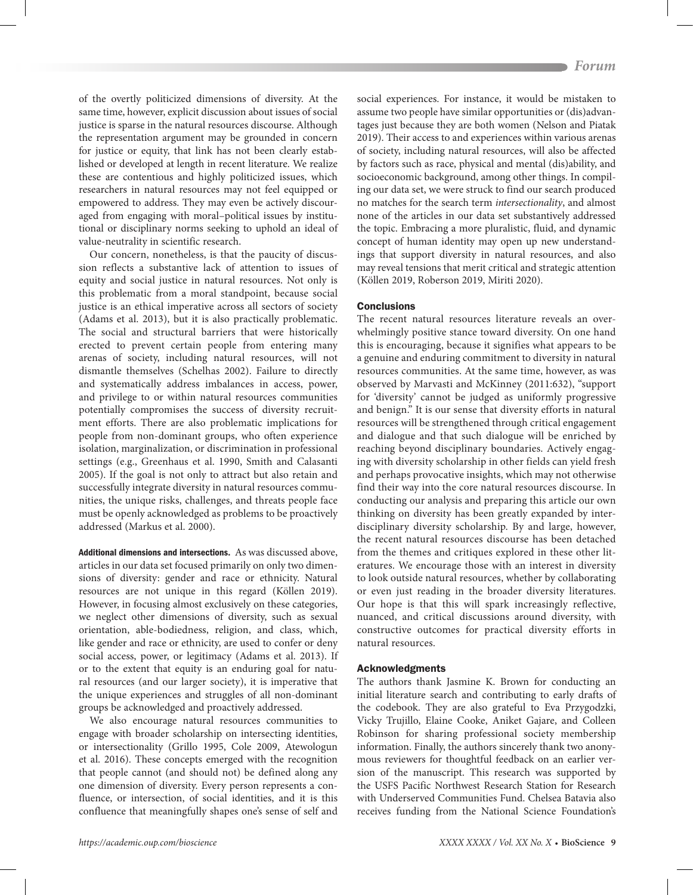of the overtly politicized dimensions of diversity. At the same time, however, explicit discussion about issues of social justice is sparse in the natural resources discourse. Although the representation argument may be grounded in concern for justice or equity, that link has not been clearly established or developed at length in recent literature. We realize these are contentious and highly politicized issues, which researchers in natural resources may not feel equipped or empowered to address. They may even be actively discouraged from engaging with moral–political issues by institutional or disciplinary norms seeking to uphold an ideal of value-neutrality in scientific research.

Our concern, nonetheless, is that the paucity of discussion reflects a substantive lack of attention to issues of equity and social justice in natural resources. Not only is this problematic from a moral standpoint, because social justice is an ethical imperative across all sectors of society (Adams et al. 2013), but it is also practically problematic. The social and structural barriers that were historically erected to prevent certain people from entering many arenas of society, including natural resources, will not dismantle themselves (Schelhas 2002). Failure to directly and systematically address imbalances in access, power, and privilege to or within natural resources communities potentially compromises the success of diversity recruitment efforts. There are also problematic implications for people from non-dominant groups, who often experience isolation, marginalization, or discrimination in professional settings (e.g., Greenhaus et al. 1990, Smith and Calasanti 2005). If the goal is not only to attract but also retain and successfully integrate diversity in natural resources communities, the unique risks, challenges, and threats people face must be openly acknowledged as problems to be proactively addressed (Markus et al. 2000).

**Additional dimensions and intersections.** As was discussed above, articles in our data set focused primarily on only two dimensions of diversity: gender and race or ethnicity. Natural resources are not unique in this regard (Köllen 2019). However, in focusing almost exclusively on these categories, we neglect other dimensions of diversity, such as sexual orientation, able-bodiedness, religion, and class, which, like gender and race or ethnicity, are used to confer or deny social access, power, or legitimacy (Adams et al. 2013). If or to the extent that equity is an enduring goal for natural resources (and our larger society), it is imperative that the unique experiences and struggles of all non-dominant groups be acknowledged and proactively addressed.

We also encourage natural resources communities to engage with broader scholarship on intersecting identities, or intersectionality (Grillo 1995, Cole 2009, Atewologun et al. 2016). These concepts emerged with the recognition that people cannot (and should not) be defined along any one dimension of diversity. Every person represents a confluence, or intersection, of social identities, and it is this confluence that meaningfully shapes one's sense of self and social experiences. For instance, it would be mistaken to assume two people have similar opportunities or (dis)advantages just because they are both women (Nelson and Piatak 2019). Their access to and experiences within various arenas of society, including natural resources, will also be affected by factors such as race, physical and mental (dis)ability, and socioeconomic background, among other things. In compiling our data set, we were struck to find our search produced no matches for the search term *intersectionality*, and almost none of the articles in our data set substantively addressed the topic. Embracing a more pluralistic, fluid, and dynamic concept of human identity may open up new understandings that support diversity in natural resources, and also may reveal tensions that merit critical and strategic attention (Köllen 2019, Roberson 2019, Miriti 2020).

## Conclusions

The recent natural resources literature reveals an overwhelmingly positive stance toward diversity. On one hand this is encouraging, because it signifies what appears to be a genuine and enduring commitment to diversity in natural resources communities. At the same time, however, as was observed by Marvasti and McKinney (2011:632), "support for 'diversity' cannot be judged as uniformly progressive and benign." It is our sense that diversity efforts in natural resources will be strengthened through critical engagement and dialogue and that such dialogue will be enriched by reaching beyond disciplinary boundaries. Actively engaging with diversity scholarship in other fields can yield fresh and perhaps provocative insights, which may not otherwise find their way into the core natural resources discourse. In conducting our analysis and preparing this article our own thinking on diversity has been greatly expanded by interdisciplinary diversity scholarship. By and large, however, the recent natural resources discourse has been detached from the themes and critiques explored in these other literatures. We encourage those with an interest in diversity to look outside natural resources, whether by collaborating or even just reading in the broader diversity literatures. Our hope is that this will spark increasingly reflective, nuanced, and critical discussions around diversity, with constructive outcomes for practical diversity efforts in natural resources.

## Acknowledgments

The authors thank Jasmine K. Brown for conducting an initial literature search and contributing to early drafts of the codebook. They are also grateful to Eva Przygodzki, Vicky Trujillo, Elaine Cooke, Aniket Gajare, and Colleen Robinson for sharing professional society membership information. Finally, the authors sincerely thank two anonymous reviewers for thoughtful feedback on an earlier version of the manuscript. This research was supported by the USFS Pacific Northwest Research Station for Research with Underserved Communities Fund. Chelsea Batavia also receives funding from the National Science Foundation's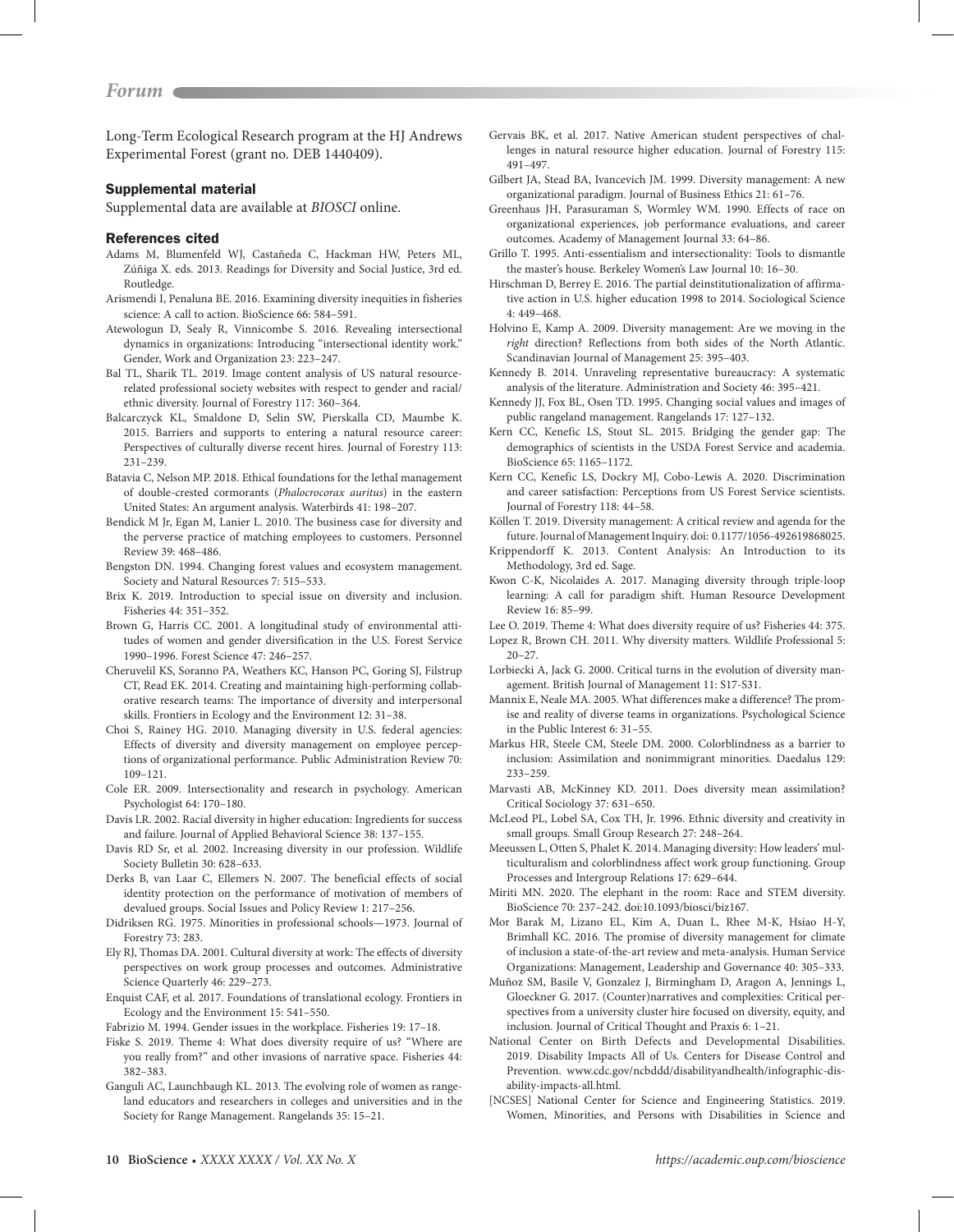Long-Term Ecological Research program at the HJ Andrews Experimental Forest (grant no. DEB 1440409).

### Supplemental material

Supplemental data are available at *BIOSCI* online.

### References cited

Adams M, Blumenfeld WJ, Castañeda C, Hackman HW, Peters ML, Zúñiga X. eds. 2013. Readings for Diversity and Social Justice, 3rd ed. Routledge.

Arismendi I, Penaluna BE. 2016. Examining diversity inequities in fisheries science: A call to action. BioScience 66: 584–591.

Atewologun D, Sealy R, Vinnicombe S. 2016. Revealing intersectional dynamics in organizations: Introducing "intersectional identity work." Gender, Work and Organization 23: 223–247.

Bal TL, Sharik TL. 2019. Image content analysis of US natural resource-related professional society websites with respect to gender and racial/ethnic diversity. Journal of Forestry 117: 360–364.

Balcarczyck KL, Smaldone D, Selin SW, Pierskalla CD, Maumbe K. 2015. Barriers and supports to entering a natural resource career: Perspectives of culturally diverse recent hires. Journal of Forestry 113: 231–239.

Batavia C, Nelson MP. 2018. Ethical foundations for the lethal management of double-crested cormorants (*Phalocrocorax auritus*) in the eastern United States: An argument analysis. Waterbirds 41: 198–207.

Bendick M Jr, Egan M, Lanier L. 2010. The business case for diversity and the perverse practice of matching employees to customers. Personnel Review 39: 468–486.

Bengston DN. 1994. Changing forest values and ecosystem management. Society and Natural Resources 7: 515–533.

Brix K. 2019. Introduction to special issue on diversity and inclusion. Fisheries 44: 351–352.

Brown G, Harris CC. 2001. A longitudinal study of environmental attitudes of women and gender diversification in the U.S. Forest Service 1990–1996. Forest Science 47: 246–257.

Cheruvelil KS, Soranno PA, Weathers KC, Hanson PC, Goring SJ, Filstrup CT, Read EK. 2014. Creating and maintaining high-performing collaborative research teams: The importance of diversity and interpersonal skills. Frontiers in Ecology and the Environment 12: 31–38.

Choi S, Rainey HG. 2010. Managing diversity in U.S. federal agencies: Effects of diversity and diversity management on employee perceptions of organizational performance. Public Administration Review 70: 109–121.

Cole ER. 2009. Intersectionality and research in psychology. American Psychologist 64: 170–180.

Davis LR. 2002. Racial diversity in higher education: Ingredients for success and failure. Journal of Applied Behavioral Science 38: 137–155.

Davis RD Sr, et al. 2002. Increasing diversity in our profession. Wildlife Society Bulletin 30: 628–633.

Derks B, van Laar C, Ellemers N. 2007. The beneficial effects of social identity protection on the performance of motivation of members of devalued groups. Social Issues and Policy Review 1: 217–256.

Didriksen RG. 1975. Minorities in professional schools—1973. Journal of Forestry 73: 283.

Ely RJ, Thomas DA. 2001. Cultural diversity at work: The effects of diversity perspectives on work group processes and outcomes. Administrative Science Quarterly 46: 229–273.

Enquist CAF, et al. 2017. Foundations of translational ecology. Frontiers in Ecology and the Environment 15: 541–550.

Fabrizio M. 1994. Gender issues in the workplace. Fisheries 19: 17–18.

Fiske S. 2019. Theme 4: What does diversity require of us? "Where are you really from?" and other invasions of narrative space. Fisheries 44: 382–383.

Ganguli AC, Launchbaugh KL. 2013. The evolving role of women as rangeland educators and researchers in colleges and universities and in the Society for Range Management. Rangelands 35: 15–21.

Gervais BK, et al. 2017. Native American student perspectives of challenges in natural resource higher education. Journal of Forestry 115: 491–497.

Gilbert JA, Stead BA, Ivancevich JM. 1999. Diversity management: A new organizational paradigm. Journal of Business Ethics 21: 61–76.

Greenhaus JH, Parasuraman S, Wormley WM. 1990. Effects of race on organizational experiences, job performance evaluations, and career outcomes. Academy of Management Journal 33: 64–86.

Grillo T. 1995. Anti-essentialism and intersectionality: Tools to dismantle the master's house. Berkeley Women's Law Journal 10: 16–30.

Hirschman D, Berrey E. 2016. The partial deinstitutionalization of affirmative action in U.S. higher education 1998 to 2014. Sociological Science 4: 449–468.

Holvino E, Kamp A. 2009. Diversity management: Are we moving in the *right* direction? Reflections from both sides of the North Atlantic. Scandinavian Journal of Management 25: 395–403.

Kennedy B. 2014. Unraveling representative bureaucracy: A systematic analysis of the literature. Administration and Society 46: 395–421.

Kennedy JJ, Fox BL, Osen TD. 1995. Changing social values and images of public rangeland management. Rangelands 17: 127–132.

Kern CC, Kenefic LS, Stout SL. 2015. Bridging the gender gap: The demographics of scientists in the USDA Forest Service and academia. BioScience 65: 1165–1172.

Kern CC, Kenefic LS, Dockry MJ, Cobo-Lewis A. 2020. Discrimination and career satisfaction: Perceptions from US Forest Service scientists. Journal of Forestry 118: 44–58.

Köllen T. 2019. Diversity management: A critical review and agenda for the future. Journal of Management Inquiry. doi: 0.1177/1056-492619868025.

Krippendorff K. 2013. Content Analysis: An Introduction to its Methodology, 3rd ed. Sage.

Kwon C-K, Nicolaides A. 2017. Managing diversity through triple-loop learning: A call for paradigm shift. Human Resource Development Review 16: 85–99.

Lee O. 2019. Theme 4: What does diversity require of us? Fisheries 44: 375.

Lopez R, Brown CH. 2011. Why diversity matters. Wildlife Professional 5: 20–27.

Lorbiecki A, Jack G. 2000. Critical turns in the evolution of diversity management. British Journal of Management 11: S17-S31.

Mannix E, Neale MA. 2005. What differences make a difference? The promise and reality of diverse teams in organizations. Psychological Science in the Public Interest 6: 31–55.

Markus HR, Steele CM, Steele DM. 2000. Colorblindness as a barrier to inclusion: Assimilation and nonimmigrant minorities. Daedalus 129: 233–259.

Marvasti AB, McKinney KD. 2011. Does diversity mean assimilation? Critical Sociology 37: 631–650.

McLeod PL, Lobel SA, Cox TH, Jr. 1996. Ethnic diversity and creativity in small groups. Small Group Research 27: 248–264.

Meeussen L, Otten S, Phalet K. 2014. Managing diversity: How leaders' multiculturalism and colorblindness affect work group functioning. Group Processes and Intergroup Relations 17: 629–644.

Miriti MN. 2020. The elephant in the room: Race and STEM diversity. BioScience 70: 237–242. doi:10.1093/biosci/biz167.

Mor Barak M, Lizano EL, Kim A, Duan L, Rhee M-K, Hsiao H-Y, Brimhall KC. 2016. The promise of diversity management for climate of inclusion a state-of-the-art review and meta-analysis. Human Service Organizations: Management, Leadership and Governance 40: 305–333.

Muñoz SM, Basile V, Gonzalez J, Birmingham D, Aragon A, Jennings L, Gloeckner G. 2017. (Counter)narratives and complexities: Critical perspectives from a university cluster hire focused on diversity, equity, and inclusion. Journal of Critical Thought and Praxis 6: 1–21.

National Center on Birth Defects and Developmental Disabilities. 2019. Disability Impacts All of Us. Centers for Disease Control and Prevention. www.cdc.gov/ncbddd/disabilityandhealth/infographic-disability-impacts-all.html.

[NCSES] National Center for Science and Engineering Statistics. 2019. Women, Minorities, and Persons with Disabilities in Science and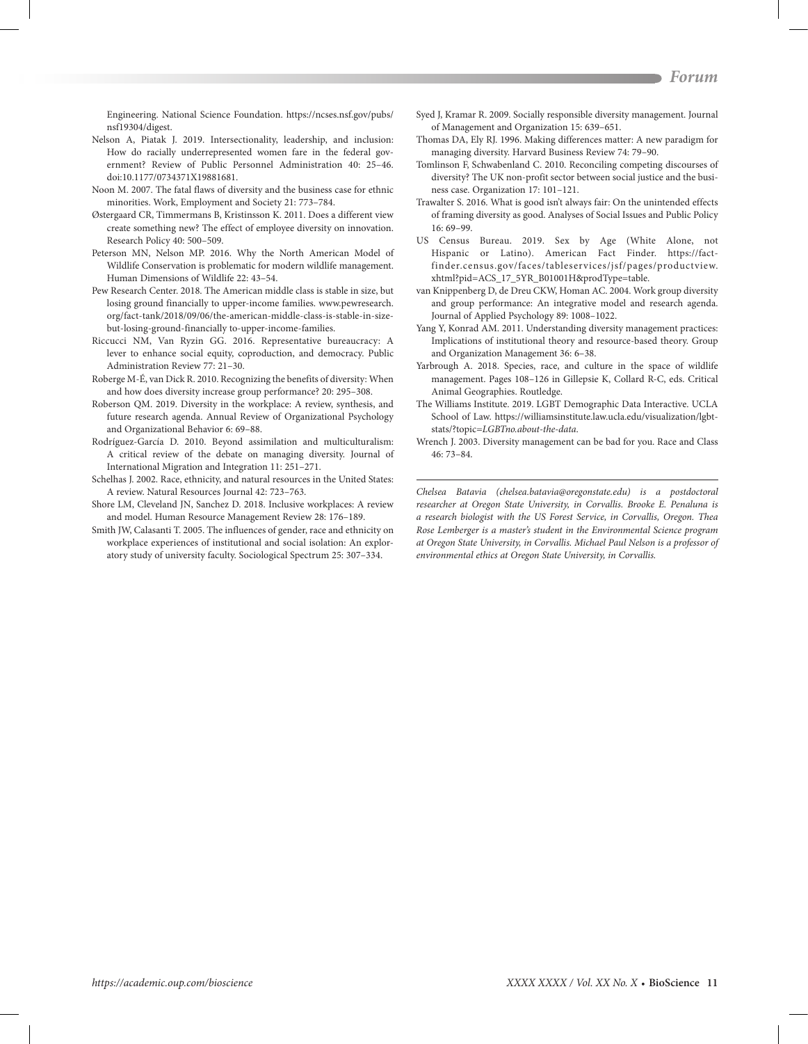Engineering. National Science Foundation. https://ncses.nsf.gov/pubs/nsf19304/digest.

Nelson A, Piatak J. 2019. Intersectionality, leadership, and inclusion: How do racially underrepresented women fare in the federal government? Review of Public Personnel Administration 40: 25–46. doi:10.1177/0734371X19881681.

Noon M. 2007. The fatal flaws of diversity and the business case for ethnic minorities. Work, Employment and Society 21: 773–784.

Østergaard CR, Timmermans B, Kristinsson K. 2011. Does a different view create something new? The effect of employee diversity on innovation. Research Policy 40: 500–509.

Peterson MN, Nelson MP. 2016. Why the North American Model of Wildlife Conservation is problematic for modern wildlife management. Human Dimensions of Wildlife 22: 43–54.

Pew Research Center. 2018. The American middle class is stable in size, but losing ground financially to upper-income families. www.pewresearch.org/fact-tank/2018/09/06/the-american-middle-class-is-stable-in-size-but-losing-ground-financially to-upper-income-families.

Riccucci NM, Van Ryzin GG. 2016. Representative bureaucracy: A lever to enhance social equity, coproduction, and democracy. Public Administration Review 77: 21–30.

Roberge M-É, van Dick R. 2010. Recognizing the benefits of diversity: When and how does diversity increase group performance? 20: 295–308.

Roberson QM. 2019. Diversity in the workplace: A review, synthesis, and future research agenda. Annual Review of Organizational Psychology and Organizational Behavior 6: 69–88.

Rodríguez-García D. 2010. Beyond assimilation and multiculturalism: A critical review of the debate on managing diversity. Journal of International Migration and Integration 11: 251–271.

Schelhas J. 2002. Race, ethnicity, and natural resources in the United States: A review. Natural Resources Journal 42: 723–763.

Shore LM, Cleveland JN, Sanchez D. 2018. Inclusive workplaces: A review and model. Human Resource Management Review 28: 176–189.

Smith JW, Calasanti T. 2005. The influences of gender, race and ethnicity on workplace experiences of institutional and social isolation: An exploratory study of university faculty. Sociological Spectrum 25: 307–334.

Syed J, Kramar R. 2009. Socially responsible diversity management. Journal of Management and Organization 15: 639–651.

Thomas DA, Ely RJ. 1996. Making differences matter: A new paradigm for managing diversity. Harvard Business Review 74: 79–90.

Tomlinson F, Schwabenland C. 2010. Reconciling competing discourses of diversity? The UK non-profit sector between social justice and the business case. Organization 17: 101–121.

Trawalter S. 2016. What is good isn't always fair: On the unintended effects of framing diversity as good. Analyses of Social Issues and Public Policy 16: 69–99.

US Census Bureau. 2019. Sex by Age (White Alone, not Hispanic or Latino). American Fact Finder. https://factfinder.census.gov/faces/tableservices/jsf/pages/productview.xhtml?pid=ACS_17_5YR_B01001H&prodType=table.

van Knippenberg D, de Dreu CKW, Homan AC. 2004. Work group diversity and group performance: An integrative model and research agenda. Journal of Applied Psychology 89: 1008–1022.

Yang Y, Konrad AM. 2011. Understanding diversity management practices: Implications of institutional theory and resource-based theory. Group and Organization Management 36: 6–38.

Yarbrough A. 2018. Species, race, and culture in the space of wildlife management. Pages 108–126 in Gillepsie K, Collard R-C, eds. Critical Animal Geographies. Routledge.

The Williams Institute. 2019. LGBT Demographic Data Interactive. UCLA School of Law. https://williamsinstitute.law.ucla.edu/visualization/lgbt-stats/?topic=*LGBTno.about-the-data*.

Wrench J. 2003. Diversity management can be bad for you. Race and Class 46: 73–84.

---

*Chelsea Batavia (chelsea.batavia@oregonstate.edu) is a postdoctoral researcher at Oregon State University, in Corvallis. Brooke E. Penaluna is a research biologist with the US Forest Service, in Corvallis, Oregon. Thea Rose Lemberger is a master's student in the Environmental Science program at Oregon State University, in Corvallis. Michael Paul Nelson is a professor of environmental ethics at Oregon State University, in Corvallis.*